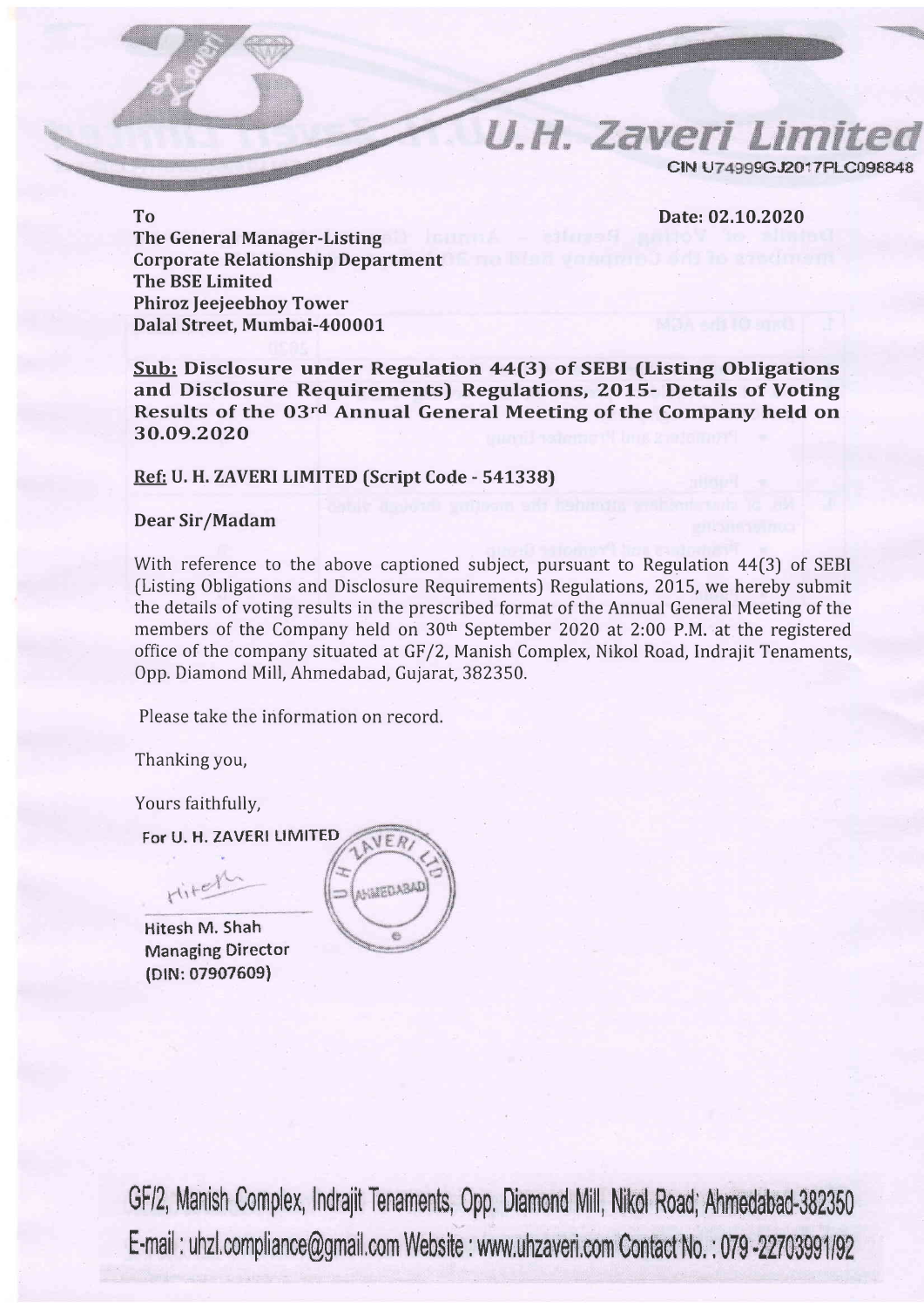# U.H. Zaveri Limited

CIN U74999GJ2017PLC098848

To

The General Manager-Listing
Corporate Relationship Department
The BSE Limited
Phiroz Jeejeebhoy Tower
Dalal Street, Mumbai-400001

Date: 02.10.2020

**Sub: Disclosure under Regulation 44(3) of SEBI (Listing Obligations and Disclosure Requirements) Regulations, 2015- Details of Voting Results of the 03rd Annual General Meeting of the Company held on 30.09.2020**

**Ref: U. H. ZAVERI LIMITED (Script Code - 541338)**

**Dear Sir/Madam**

With reference to the above captioned subject, pursuant to Regulation 44(3) of SEBI (Listing Obligations and Disclosure Requirements) Regulations, 2015, we hereby submit the details of voting results in the prescribed format of the Annual General Meeting of the members of the Company held on 30th September 2020 at 2:00 P.M. at the registered office of the company situated at GF/2, Manish Complex, Nikol Road, Indrajit Tenaments, Opp. Diamond Mill, Ahmedabad, Gujarat, 382350.

Please take the information on record.

Thanking you,

Yours faithfully,

For U. H. ZAVERI LIMITED

Hitesh M. Shah
Managing Director
(DIN: 07907609)

GF/2, Manish Complex, Indrajit Tenaments, Opp. Diamond Mill, Nikol Road; Ahmedabad-382350
E-mail : uhzl.compliance@gmail.com Website : www.uhzaveri.com Contact No. : 079 -22703991/92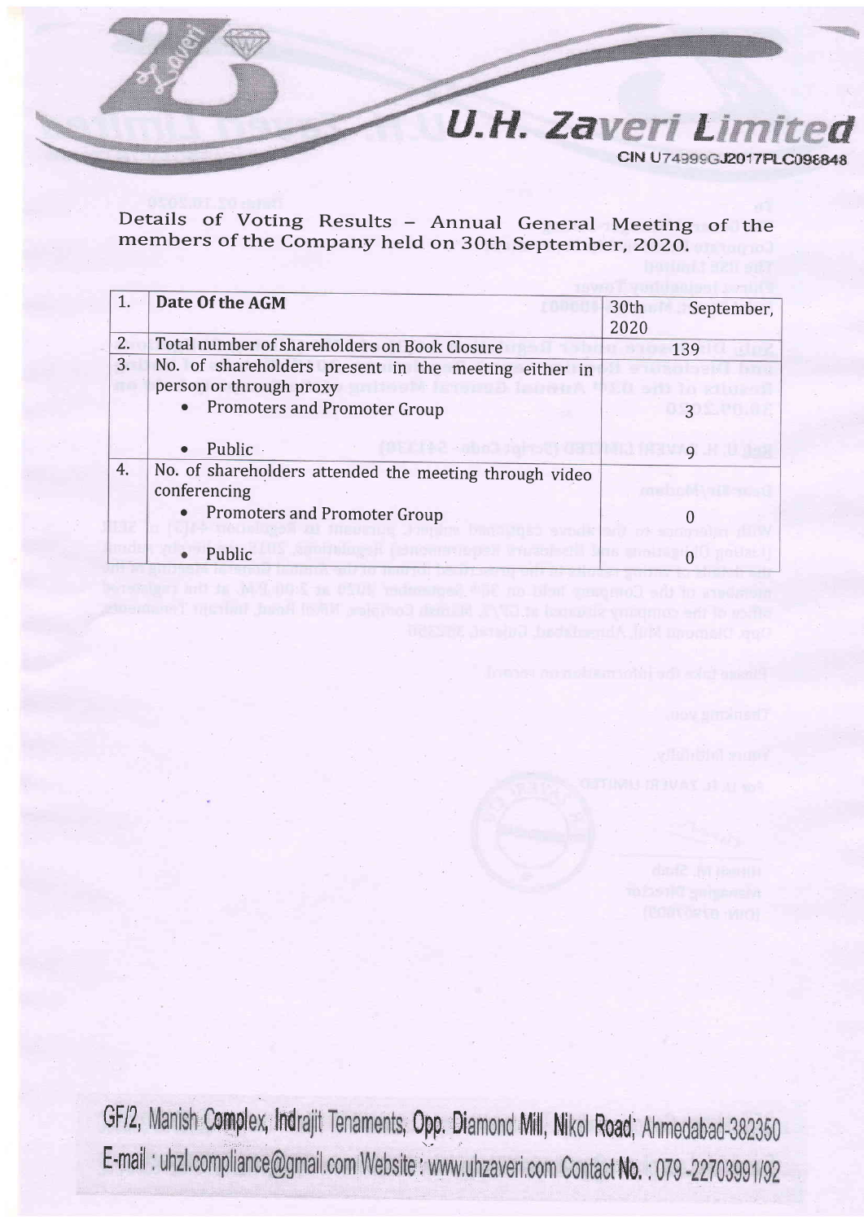# U.H. Zaveri Limited

CIN U74999GJ2017PLC098848

Details of Voting Results – Annual General Meeting of the members of the Company held on 30th September, 2020.

| 1. | Date Of the AGM | 30th September, 2020 |
|---|---|---|
| 2. | Total number of shareholders on Book Closure | 139 |
| 3. | No. of shareholders present in the meeting either in person or through proxy<br>• Promoters and Promoter Group<br>• Public | <br>3<br>9 |
| 4. | No. of shareholders attended the meeting through video conferencing<br>• Promoters and Promoter Group<br>• Public | <br>0<br>0 |

GF/2, Manish Complex, Indrajit Tenaments, Opp. Diamond Mill, Nikol Road; Ahmedabad-382350
E-mail : uhzl.compliance@gmail.com Website : www.uhzaveri.com Contact No. : 079 -22703991/92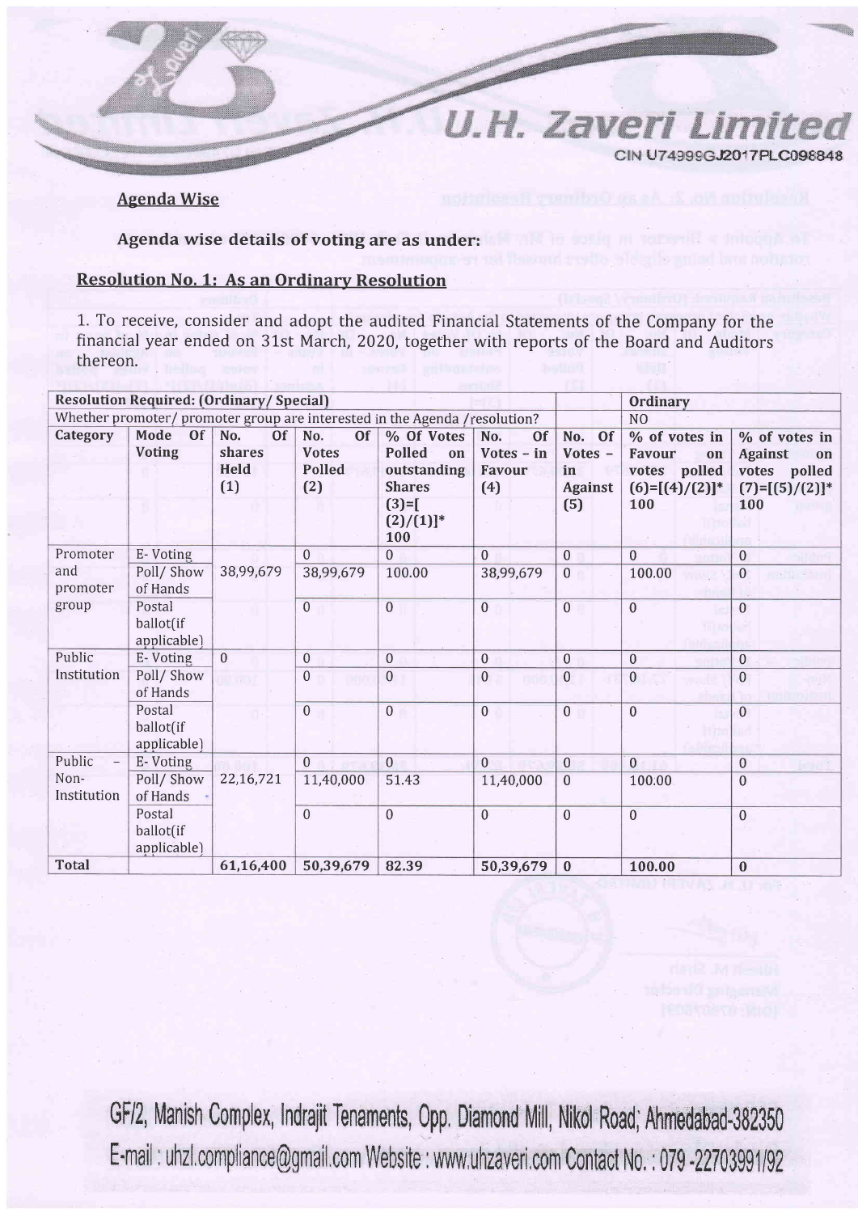U.H. Zaveri Limited

CIN U74999GJ2017PLC098848

## Agenda Wise

**Agenda wise details of voting are as under:**

### Resolution No. 1: As an Ordinary Resolution

1. To receive, consider and adopt the audited Financial Statements of the Company for the financial year ended on 31st March, 2020, together with reports of the Board and Auditors thereon.

| Resolution Required: (Ordinary/ Special) | | | | | | | Ordinary | |
|---|---|---|---|---|---|---|---|---|
| Whether promoter/ promoter group are interested in the Agenda /resolution? | | | | | | | NO | |
| **Category** | **Mode Of Voting** | **No. Of shares Held (1)** | **No. Of Votes Polled (2)** | **% Of Votes Polled on outstanding Shares (3)=[(2)/(1)]* 100** | **No. Of Votes – in Favour (4)** | **No. Of Votes – in Against (5)** | **% of votes in Favour on votes polled (6)=[(4)/(2)]* 100** | **% of votes in Against on votes polled (7)=[(5)/(2)]* 100** |
| Promoter and promoter group | E- Voting | 38,99,679 | 0 | 0 | 0 | 0 | 0 | 0 |
| | Poll/ Show of Hands | | 38,99,679 | 100.00 | 38,99,679 | 0 | 100.00 | 0 |
| | Postal ballot(if applicable) | | 0 | 0 | 0 | 0 | 0 | 0 |
| Public Institution | E- Voting | 0 | 0 | 0 | 0 | 0 | 0 | 0 |
| | Poll/ Show of Hands | | 0 | 0 | 0 | 0 | 0 | 0 |
| | Postal ballot(if applicable) | | 0 | 0 | 0 | 0 | 0 | 0 |
| Public – Non-Institution | E- Voting | 22,16,721 | 0 | 0 | 0 | 0 | 0 | 0 |
| | Poll/ Show of Hands | | 11,40,000 | 51.43 | 11,40,000 | 0 | 100.00 | 0 |
| | Postal ballot(if applicable) | | 0 | 0 | 0 | 0 | 0 | 0 |
| **Total** | | 61,16,400 | 50,39,679 | 82.39 | 50,39,679 | 0 | 100.00 | 0 |

GF/2, Manish Complex, Indrajit Tenaments, Opp. Diamond Mill, Nikol Road; Ahmedabad-382350
E-mail : uhzl.compliance@gmail.com Website : www.uhzaveri.com Contact No. : 079 -22703991/92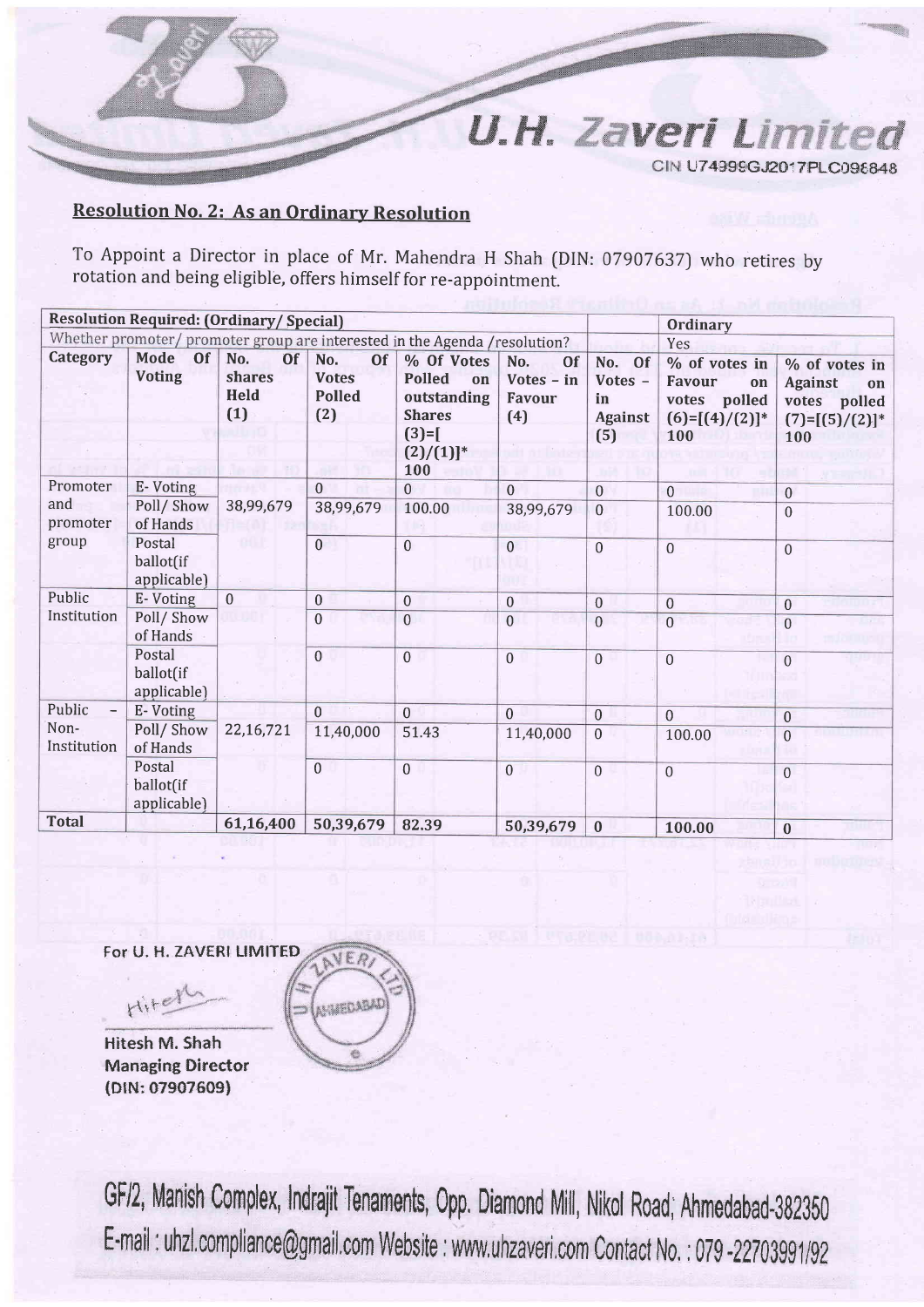U.H. Zaveri Limited

CIN U74999GJ2017PLC098848

## Resolution No. 2: As an Ordinary Resolution

To Appoint a Director in place of Mr. Mahendra H Shah (DIN: 07907637) who retires by rotation and being eligible, offers himself for re-appointment.

| Resolution Required: (Ordinary/ Special) | | | | | | | Ordinary | |
|---|---|---|---|---|---|---|---|---|
| Whether promoter/ promoter group are interested in the Agenda /resolution? | | | | | | | Yes | |
| **Category** | **Mode Of Voting** | **No. Of shares Held (1)** | **No. Of Votes Polled (2)** | **% Of Votes Polled on outstanding Shares (3)=[(2)/(1)]* 100** | **No. Of Votes – in Favour (4)** | **No. Of Votes – in Against (5)** | **% of votes in Favour on votes polled (6)=[(4)/(2)]* 100** | **% of votes in Against on votes polled (7)=[(5)/(2)]* 100** |
| Promoter and promoter group | E- Voting | 38,99,679 | 0 | 0 | 0 | 0 | 0 | 0 |
| | Poll/ Show of Hands | | 38,99,679 | 100.00 | 38,99,679 | 0 | 100.00 | 0 |
| | Postal ballot(if applicable) | | 0 | 0 | 0 | 0 | 0 | 0 |
| Public Institution | E- Voting | 0 | 0 | 0 | 0 | 0 | 0 | 0 |
| | Poll/ Show of Hands | | 0 | 0 | 0 | 0 | 0 | 0 |
| | Postal ballot(if applicable) | | 0 | 0 | 0 | 0 | 0 | 0 |
| Public – Non-Institution | E- Voting | 22,16,721 | 0 | 0 | 0 | 0 | 0 | 0 |
| | Poll/ Show of Hands | | 11,40,000 | 51.43 | 11,40,000 | 0 | 100.00 | 0 |
| | Postal ballot(if applicable) | | 0 | 0 | 0 | 0 | 0 | 0 |
| **Total** | | **61,16,400** | **50,39,679** | **82.39** | **50,39,679** | **0** | **100.00** | **0** |

For U. H. ZAVERI LIMITED

Hitesh M. Shah
Managing Director
(DIN: 07907609)

GF/2, Manish Complex, Indrajit Tenaments, Opp. Diamond Mill, Nikol Road, Ahmedabad-382350
E-mail : uhzl.compliance@gmail.com Website : www.uhzaveri.com Contact No. : 079 -22703991/92